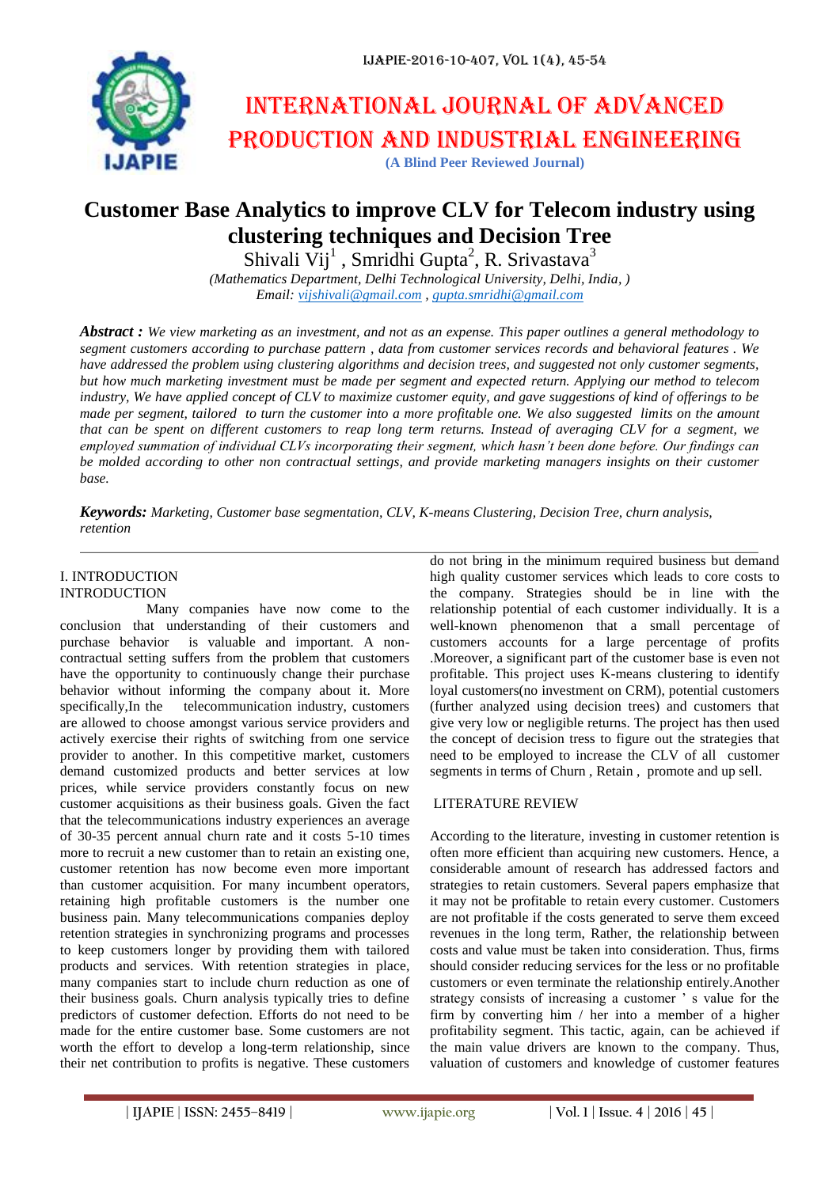# INTERNATIONAL JOURNAL OF ADVANCED PRODUCTION AND INDUSTRIAL ENGINEERING

**(A Blind Peer Reviewed Journal)**

# Customer Base Analytics to improve CLV for Telecom industry using clustering techniques and Decision Tree

Shivali Vij[1] , Smridhi Gupta[2], R. Srivastava[3]

*(Mathematics Department, Delhi Technological University, Delhi, India, )*
*Email: vijshivali@gmail.com , gupta.smridhi@gmail.com*

***Abstract :*** *We view marketing as an investment, and not as an expense. This paper outlines a general methodology to segment customers according to purchase pattern , data from customer services records and behavioral features . We have addressed the problem using clustering algorithms and decision trees, and suggested not only customer segments, but how much marketing investment must be made per segment and expected return. Applying our method to telecom industry, We have applied concept of CLV to maximize customer equity, and gave suggestions of kind of offerings to be made per segment, tailored to turn the customer into a more profitable one. We also suggested limits on the amount that can be spent on different customers to reap long term returns. Instead of averaging CLV for a segment, we employed summation of individual CLVs incorporating their segment, which hasn't been done before. Our findings can be molded according to other non contractual settings, and provide marketing managers insights on their customer base.*

***Keywords:*** *Marketing, Customer base segmentation, CLV, K-means Clustering, Decision Tree, churn analysis, retention*

## I. INTRODUCTION

INTRODUCTION

Many companies have now come to the conclusion that understanding of their customers and purchase behavior is valuable and important. A non-contractual setting suffers from the problem that customers have the opportunity to continuously change their purchase behavior without informing the company about it. More specifically,In the telecommunication industry, customers are allowed to choose amongst various service providers and actively exercise their rights of switching from one service provider to another. In this competitive market, customers demand customized products and better services at low prices, while service providers constantly focus on new customer acquisitions as their business goals. Given the fact that the telecommunications industry experiences an average of 30-35 percent annual churn rate and it costs 5-10 times more to recruit a new customer than to retain an existing one, customer retention has now become even more important than customer acquisition. For many incumbent operators, retaining high profitable customers is the number one business pain. Many telecommunications companies deploy retention strategies in synchronizing programs and processes to keep customers longer by providing them with tailored products and services. With retention strategies in place, many companies start to include churn reduction as one of their business goals. Churn analysis typically tries to define predictors of customer defection. Efforts do not need to be made for the entire customer base. Some customers are not worth the effort to develop a long-term relationship, since their net contribution to profits is negative. These customers do not bring in the minimum required business but demand high quality customer services which leads to core costs to the company. Strategies should be in line with the relationship potential of each customer individually. It is a well-known phenomenon that a small percentage of customers accounts for a large percentage of profits .Moreover, a significant part of the customer base is even not profitable. This project uses K-means clustering to identify loyal customers(no investment on CRM), potential customers (further analyzed using decision trees) and customers that give very low or negligible returns. The project has then used the concept of decision tress to figure out the strategies that need to be employed to increase the CLV of all customer segments in terms of Churn , Retain , promote and up sell.

## LITERATURE REVIEW

According to the literature, investing in customer retention is often more efficient than acquiring new customers. Hence, a considerable amount of research has addressed factors and strategies to retain customers. Several papers emphasize that it may not be profitable to retain every customer. Customers are not profitable if the costs generated to serve them exceed revenues in the long term, Rather, the relationship between costs and value must be taken into consideration. Thus, firms should consider reducing services for the less or no profitable customers or even terminate the relationship entirely.Another strategy consists of increasing a customer ' s value for the firm by converting him / her into a member of a higher profitability segment. This tactic, again, can be achieved if the main value drivers are known to the company. Thus, valuation of customers and knowledge of customer features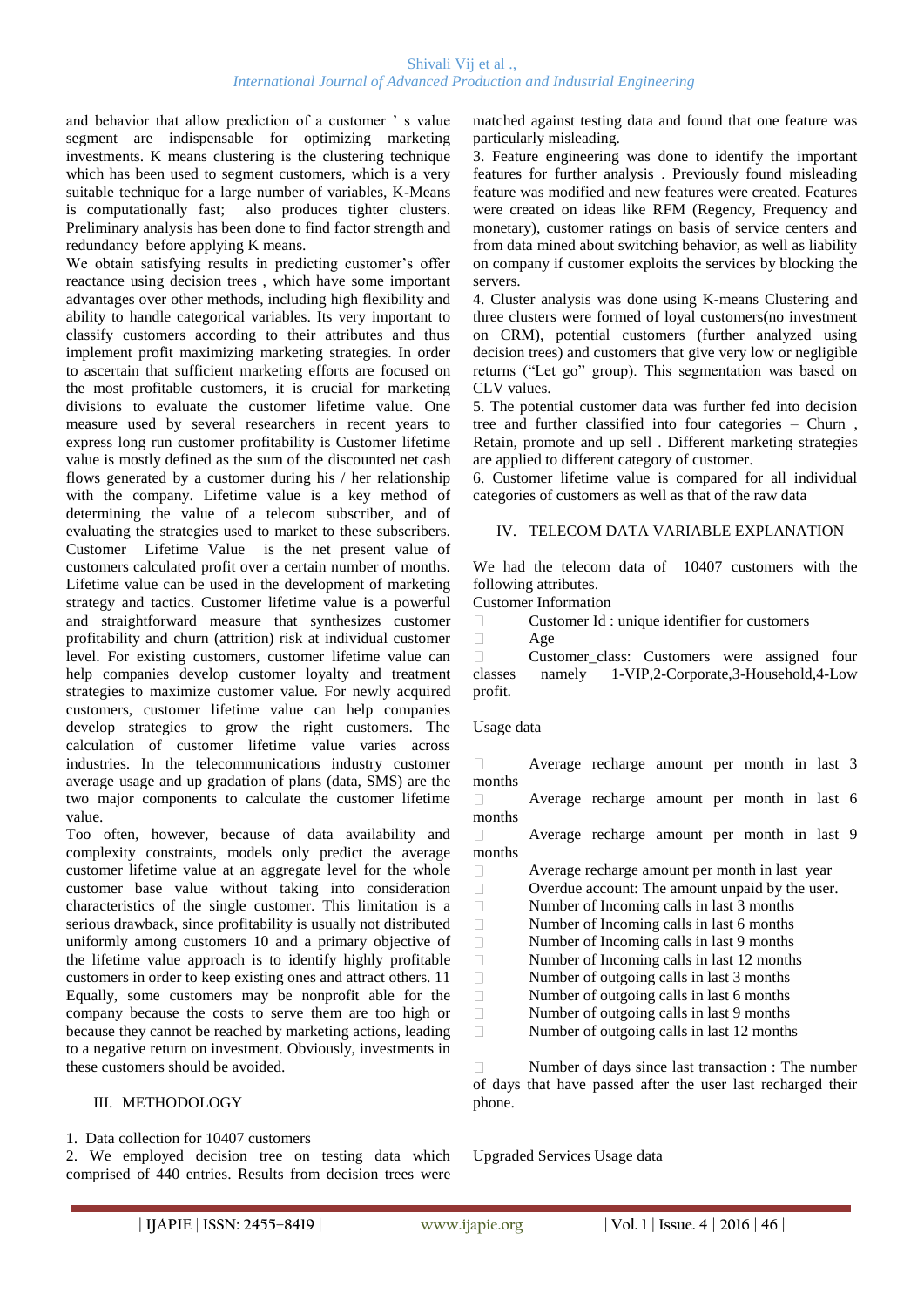and behavior that allow prediction of a customer ' s value segment are indispensable for optimizing marketing investments. K means clustering is the clustering technique which has been used to segment customers, which is a very suitable technique for a large number of variables, K-Means is computationally fast; also produces tighter clusters. Preliminary analysis has been done to find factor strength and redundancy before applying K means.

We obtain satisfying results in predicting customer's offer reactance using decision trees , which have some important advantages over other methods, including high flexibility and ability to handle categorical variables. Its very important to classify customers according to their attributes and thus implement profit maximizing marketing strategies. In order to ascertain that sufficient marketing efforts are focused on the most profitable customers, it is crucial for marketing divisions to evaluate the customer lifetime value. One measure used by several researchers in recent years to express long run customer profitability is Customer lifetime value is mostly defined as the sum of the discounted net cash flows generated by a customer during his / her relationship with the company. Lifetime value is a key method of determining the value of a telecom subscriber, and of evaluating the strategies used to market to these subscribers. Customer Lifetime Value is the net present value of customers calculated profit over a certain number of months. Lifetime value can be used in the development of marketing strategy and tactics. Customer lifetime value is a powerful and straightforward measure that synthesizes customer profitability and churn (attrition) risk at individual customer level. For existing customers, customer lifetime value can help companies develop customer loyalty and treatment strategies to maximize customer value. For newly acquired customers, customer lifetime value can help companies develop strategies to grow the right customers. The calculation of customer lifetime value varies across industries. In the telecommunications industry customer average usage and up gradation of plans (data, SMS) are the two major components to calculate the customer lifetime value.

Too often, however, because of data availability and complexity constraints, models only predict the average customer lifetime value at an aggregate level for the whole customer base value without taking into consideration characteristics of the single customer. This limitation is a serious drawback, since profitability is usually not distributed uniformly among customers 10 and a primary objective of the lifetime value approach is to identify highly profitable customers in order to keep existing ones and attract others. 11 Equally, some customers may be nonprofit able for the company because the costs to serve them are too high or because they cannot be reached by marketing actions, leading to a negative return on investment. Obviously, investments in these customers should be avoided.

## III. METHODOLOGY

1. Data collection for 10407 customers
2. We employed decision tree on testing data which comprised of 440 entries. Results from decision trees were matched against testing data and found that one feature was particularly misleading.
3. Feature engineering was done to identify the important features for further analysis . Previously found misleading feature was modified and new features were created. Features were created on ideas like RFM (Regency, Frequency and monetary), customer ratings on basis of service centers and from data mined about switching behavior, as well as liability on company if customer exploits the services by blocking the servers.
4. Cluster analysis was done using K-means Clustering and three clusters were formed of loyal customers(no investment on CRM), potential customers (further analyzed using decision trees) and customers that give very low or negligible returns ("Let go" group). This segmentation was based on CLV values.
5. The potential customer data was further fed into decision tree and further classified into four categories – Churn , Retain, promote and up sell . Different marketing strategies are applied to different category of customer.
6. Customer lifetime value is compared for all individual categories of customers as well as that of the raw data

## IV. TELECOM DATA VARIABLE EXPLANATION

We had the telecom data of 10407 customers with the following attributes.

Customer Information

- Customer Id : unique identifier for customers
- Age
- Customer_class: Customers were assigned four classes namely 1-VIP,2-Corporate,3-Household,4-Low profit.

Usage data

- Average recharge amount per month in last 3 months
- Average recharge amount per month in last 6 months
- Average recharge amount per month in last 9 months
- Average recharge amount per month in last year
- Overdue account: The amount unpaid by the user.
- Number of Incoming calls in last 3 months
- Number of Incoming calls in last 6 months
- Number of Incoming calls in last 9 months
- Number of Incoming calls in last 12 months
- Number of outgoing calls in last 3 months
- Number of outgoing calls in last 6 months
- Number of outgoing calls in last 9 months
- Number of outgoing calls in last 12 months

- Number of days since last transaction : The number of days that have passed after the user last recharged their phone.

Upgraded Services Usage data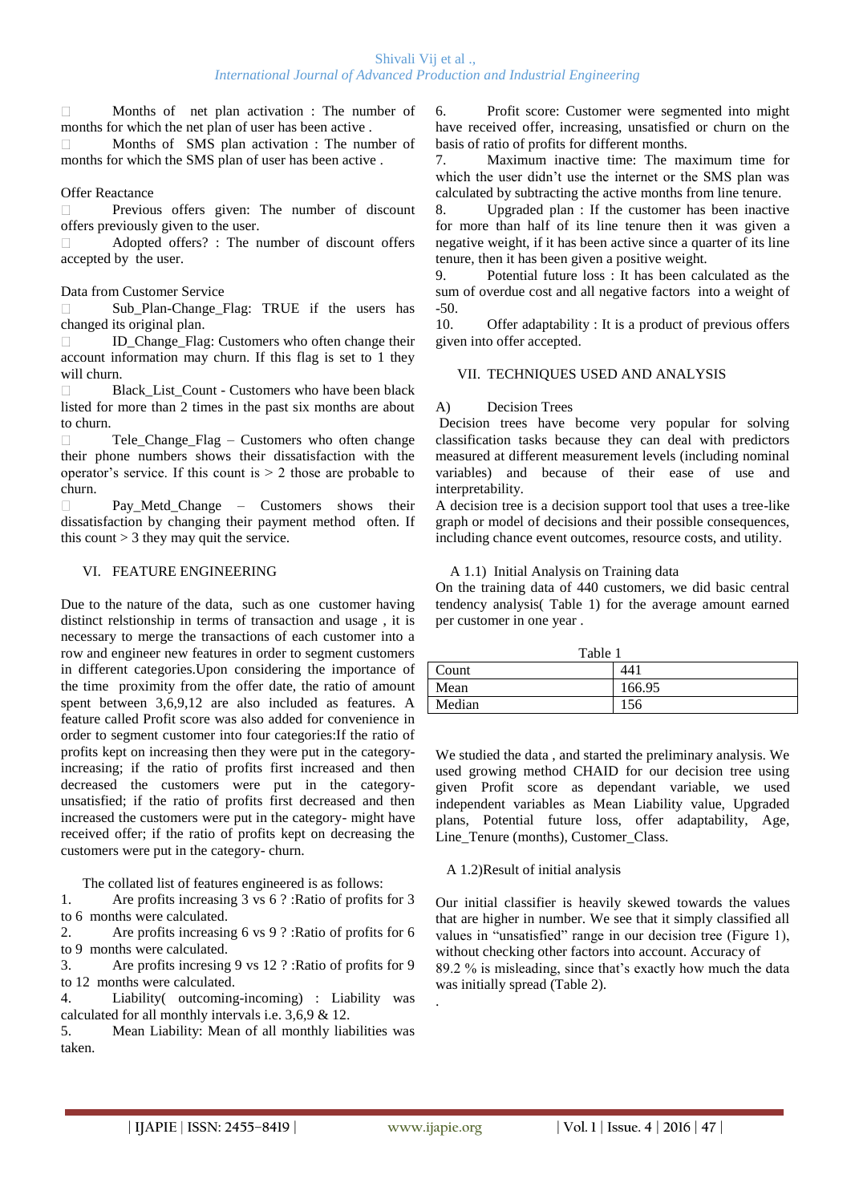- Months of net plan activation : The number of months for which the net plan of user has been active .
- Months of SMS plan activation : The number of months for which the SMS plan of user has been active .

Offer Reactance

- Previous offers given: The number of discount offers previously given to the user.
- Adopted offers? : The number of discount offers accepted by the user.

Data from Customer Service

- Sub_Plan-Change_Flag: TRUE if the users has changed its original plan.
- ID_Change_Flag: Customers who often change their account information may churn. If this flag is set to 1 they will churn.
- Black_List_Count - Customers who have been black listed for more than 2 times in the past six months are about to churn.
- Tele_Change_Flag – Customers who often change their phone numbers shows their dissatisfaction with the operator's service. If this count is > 2 those are probable to churn.
- Pay_Metd_Change – Customers shows their dissatisfaction by changing their payment method often. If this count > 3 they may quit the service.

## VI. FEATURE ENGINEERING

Due to the nature of the data, such as one customer having distinct relstionship in terms of transaction and usage , it is necessary to merge the transactions of each customer into a row and engineer new features in order to segment customers in different categories.Upon considering the importance of the time proximity from the offer date, the ratio of amount spent between 3,6,9,12 are also included as features. A feature called Profit score was also added for convenience in order to segment customer into four categories:If the ratio of profits kept on increasing then they were put in the category-increasing; if the ratio of profits first increased and then decreased the customers were put in the category-unsatisfied; if the ratio of profits first decreased and then increased the customers were put in the category- might have received offer; if the ratio of profits kept on decreasing the customers were put in the category- churn.

The collated list of features engineered is as follows:

1. Are profits increasing 3 vs 6 ? :Ratio of profits for 3 to 6 months were calculated.
2. Are profits increasing 6 vs 9 ? :Ratio of profits for 6 to 9 months were calculated.
3. Are profits incresing 9 vs 12 ? :Ratio of profits for 9 to 12 months were calculated.
4. Liability( outcoming-incoming) : Liability was calculated for all monthly intervals i.e. 3,6,9 & 12.
5. Mean Liability: Mean of all monthly liabilities was taken.
6. Profit score: Customer were segmented into might have received offer, increasing, unsatisfied or churn on the basis of ratio of profits for different months.
7. Maximum inactive time: The maximum time for which the user didn't use the internet or the SMS plan was calculated by subtracting the active months from line tenure.
8. Upgraded plan : If the customer has been inactive for more than half of its line tenure then it was given a negative weight, if it has been active since a quarter of its line tenure, then it has been given a positive weight.
9. Potential future loss : It has been calculated as the sum of overdue cost and all negative factors into a weight of -50.
10. Offer adaptability : It is a product of previous offers given into offer accepted.

## VII. TECHNIQUES USED AND ANALYSIS

### A) Decision Trees

Decision trees have become very popular for solving classification tasks because they can deal with predictors measured at different measurement levels (including nominal variables) and because of their ease of use and interpretability.

A decision tree is a decision support tool that uses a tree-like graph or model of decisions and their possible consequences, including chance event outcomes, resource costs, and utility.

#### A 1.1) Initial Analysis on Training data

On the training data of 440 customers, we did basic central tendency analysis( Table 1) for the average amount earned per customer in one year .

Table 1

| | |
|---|---|
| Count | 441 |
| Mean | 166.95 |
| Median | 156 |

We studied the data , and started the preliminary analysis. We used growing method CHAID for our decision tree using given Profit score as dependant variable, we used independent variables as Mean Liability value, Upgraded plans, Potential future loss, offer adaptability, Age, Line_Tenure (months), Customer_Class.

#### A 1.2)Result of initial analysis

Our initial classifier is heavily skewed towards the values that are higher in number. We see that it simply classified all values in "unsatisfied" range in our decision tree (Figure 1), without checking other factors into account. Accuracy of 89.2 % is misleading, since that's exactly how much the data was initially spread (Table 2).

.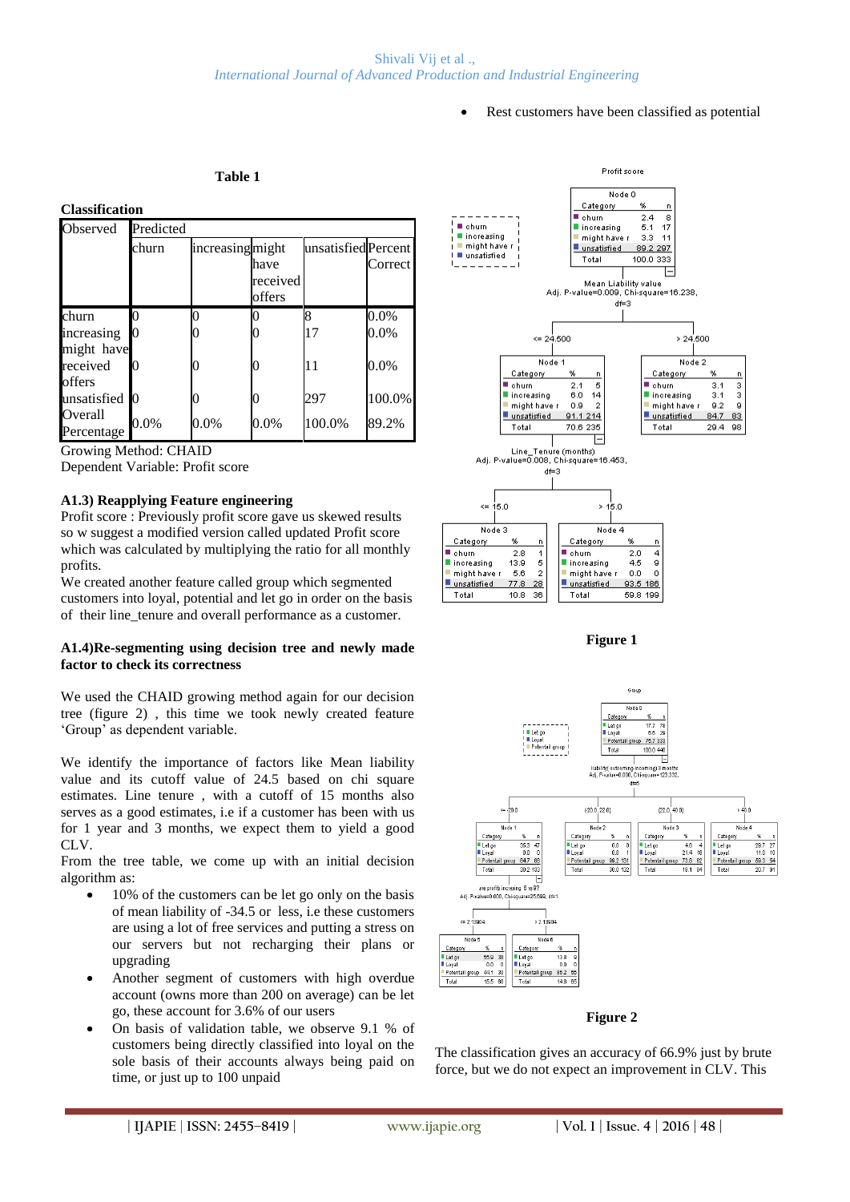- Rest customers have been classified as potential

**Table 1**

**Classification**

| Observed | Predicted | | | | |
|---|---|---|---|---|---|
| | churn | increasing | might have received offers | unsatisfied | Percent Correct |
| churn | 0 | 0 | 0 | 8 | 0.0% |
| increasing | 0 | 0 | 0 | 17 | 0.0% |
| might have received offers | 0 | 0 | 0 | 11 | 0.0% |
| unsatisfied | 0 | 0 | 0 | 297 | 100.0% |
| Overall Percentage | 0.0% | 0.0% | 0.0% | 100.0% | 89.2% |

Growing Method: CHAID
Dependent Variable: Profit score

**A1.3) Reapplying Feature engineering**

Profit score : Previously profit score gave us skewed results so w suggest a modified version called updated Profit score which was calculated by multiplying the ratio for all monthly profits.

We created another feature called group which segmented customers into loyal, potential and let go in order on the basis of their line_tenure and overall performance as a customer.

**A1.4)Re-segmenting using decision tree and newly made factor to check its correctness**

We used the CHAID growing method again for our decision tree (figure 2) , this time we took newly created feature 'Group' as dependent variable.

We identify the importance of factors like Mean liability value and its cutoff value of 24.5 based on chi square estimates. Line tenure , with a cutoff of 15 months also serves as a good estimates, i.e if a customer has been with us for 1 year and 3 months, we expect them to yield a good CLV.

From the tree table, we come up with an initial decision algorithm as:

- 10% of the customers can be let go only on the basis of mean liability of -34.5 or less, i.e these customers are using a lot of free services and putting a stress on our servers but not recharging their plans or upgrading
- Another segment of customers with high overdue account (owns more than 200 on average) can be let go, these account for 3.6% of our users
- On basis of validation table, we observe 9.1 % of customers being directly classified into loyal on the sole basis of their accounts always being paid on time, or just up to 100 unpaid

**Figure 1**

**Figure 2**

The classification gives an accuracy of 66.9% just by brute force, but we do not expect an improvement in CLV. This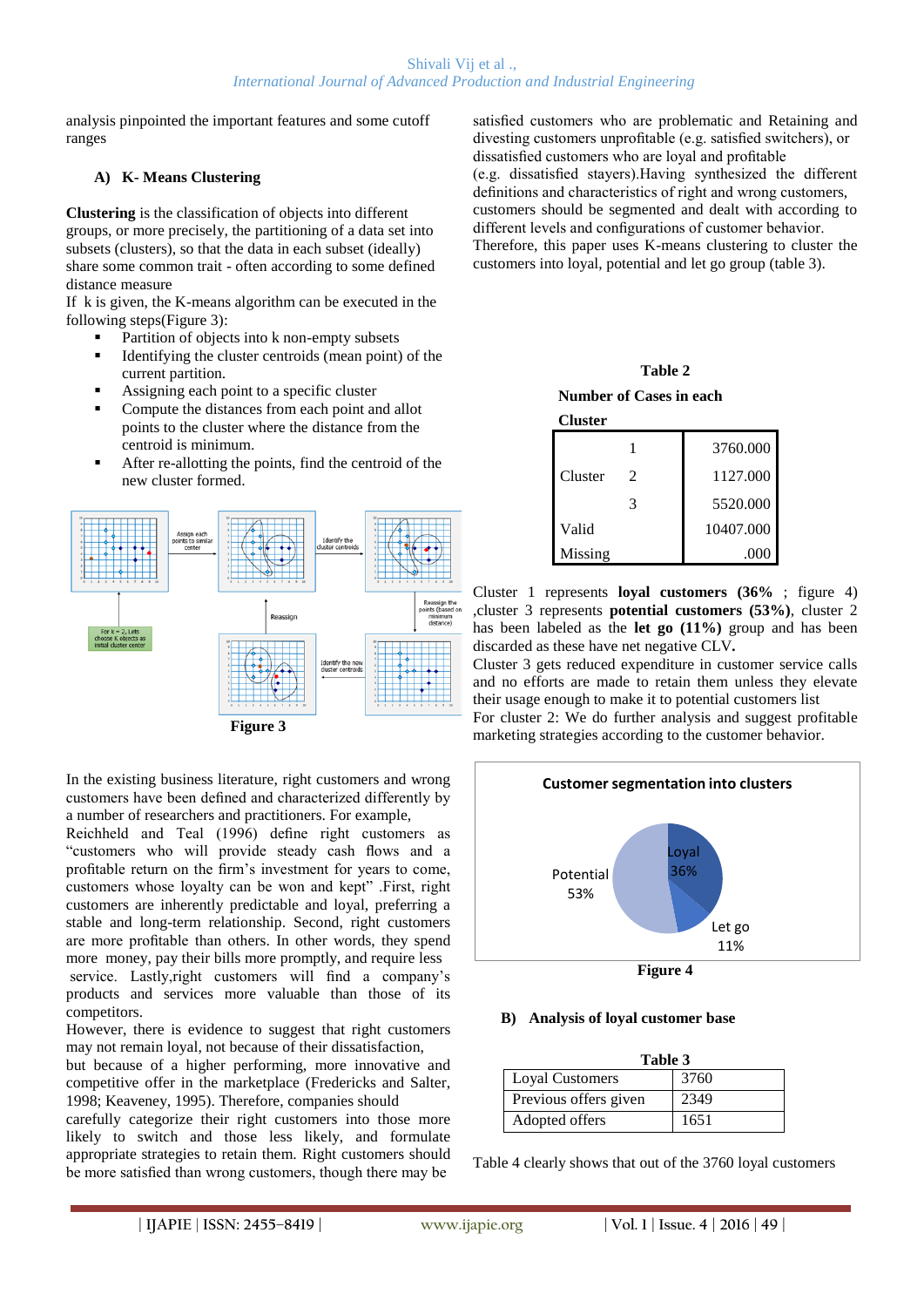analysis pinpointed the important features and some cutoff ranges

### A) K- Means Clustering

**Clustering** is the classification of objects into different groups, or more precisely, the partitioning of a data set into subsets (clusters), so that the data in each subset (ideally) share some common trait - often according to some defined distance measure

If k is given, the K-means algorithm can be executed in the following steps(Figure 3):

- Partition of objects into k non-empty subsets
- Identifying the cluster centroids (mean point) of the current partition.
- Assigning each point to a specific cluster
- Compute the distances from each point and allot points to the cluster where the distance from the centroid is minimum.
- After re-allotting the points, find the centroid of the new cluster formed.

**Figure 3**

In the existing business literature, right customers and wrong customers have been defined and characterized differently by a number of researchers and practitioners. For example, Reichheld and Teal (1996) define right customers as "customers who will provide steady cash flows and a profitable return on the firm's investment for years to come, customers whose loyalty can be won and kept" .First, right customers are inherently predictable and loyal, preferring a stable and long-term relationship. Second, right customers are more profitable than others. In other words, they spend more money, pay their bills more promptly, and require less service. Lastly,right customers will find a company's products and services more valuable than those of its competitors.

However, there is evidence to suggest that right customers may not remain loyal, not because of their dissatisfaction, but because of a higher performing, more innovative and competitive offer in the marketplace (Fredericks and Salter, 1998; Keaveney, 1995). Therefore, companies should carefully categorize their right customers into those more likely to switch and those less likely, and formulate appropriate strategies to retain them. Right customers should be more satisfied than wrong customers, though there may be satisfied customers who are problematic and Retaining and divesting customers unprofitable (e.g. satisfied switchers), or dissatisfied customers who are loyal and profitable (e.g. dissatisfied stayers).Having synthesized the different definitions and characteristics of right and wrong customers, customers should be segmented and dealt with according to different levels and configurations of customer behavior. Therefore, this paper uses K-means clustering to cluster the customers into loyal, potential and let go group (table 3).

**Table 2**

**Number of Cases in each Cluster**

| | | |
|---|---|---|
| Cluster | 1 | 3760.000 |
| | 2 | 1127.000 |
| | 3 | 5520.000 |
| Valid | | 10407.000 |
| Missing | | .000 |

Cluster 1 represents **loyal customers (36%** ; figure 4) ,cluster 3 represents **potential customers (53%)**, cluster 2 has been labeled as the **let go (11%)** group and has been discarded as these have net negative CLV**.**

Cluster 3 gets reduced expenditure in customer service calls and no efforts are made to retain them unless they elevate their usage enough to make it to potential customers list

For cluster 2: We do further analysis and suggest profitable marketing strategies according to the customer behavior.

**Figure 4**

### B) Analysis of loyal customer base

**Table 3**

| | |
|---|---|
| Loyal Customers | 3760 |
| Previous offers given | 2349 |
| Adopted offers | 1651 |

Table 4 clearly shows that out of the 3760 loyal customers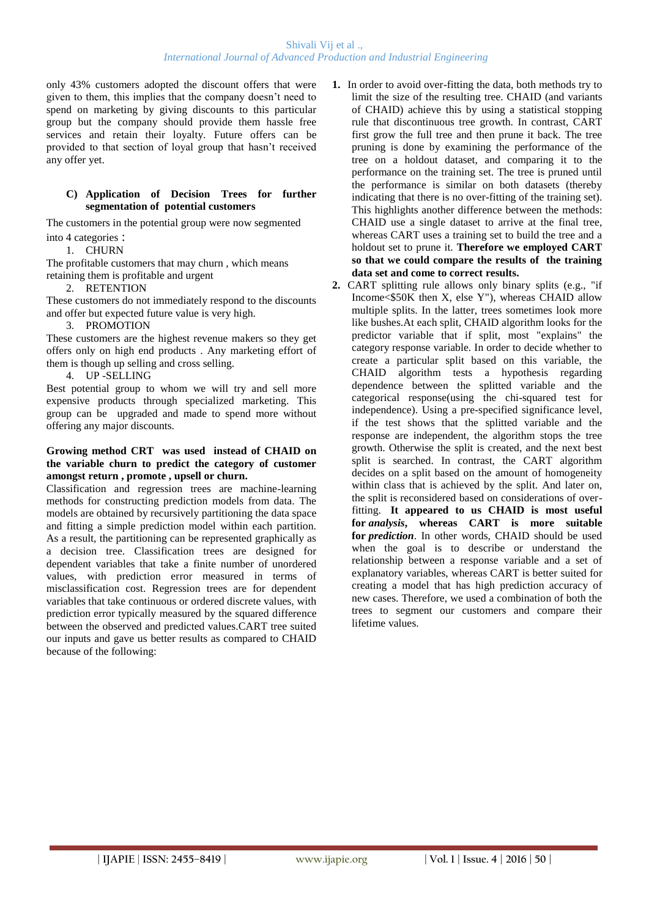only 43% customers adopted the discount offers that were given to them, this implies that the company doesn't need to spend on marketing by giving discounts to this particular group but the company should provide them hassle free services and retain their loyalty. Future offers can be provided to that section of loyal group that hasn't received any offer yet.

### C) Application of Decision Trees for further segmentation of potential customers

The customers in the potential group were now segmented into 4 categories :

1. CHURN

The profitable customers that may churn , which means retaining them is profitable and urgent

2. RETENTION

These customers do not immediately respond to the discounts and offer but expected future value is very high.

3. PROMOTION

These customers are the highest revenue makers so they get offers only on high end products . Any marketing effort of them is though up selling and cross selling.

4. UP -SELLING

Best potential group to whom we will try and sell more expensive products through specialized marketing. This group can be upgraded and made to spend more without offering any major discounts.

**Growing method CRT was used instead of CHAID on the variable churn to predict the category of customer amongst return , promote , upsell or churn.**

Classification and regression trees are machine-learning methods for constructing prediction models from data. The models are obtained by recursively partitioning the data space and fitting a simple prediction model within each partition. As a result, the partitioning can be represented graphically as a decision tree. Classification trees are designed for dependent variables that take a finite number of unordered values, with prediction error measured in terms of misclassification cost. Regression trees are for dependent variables that take continuous or ordered discrete values, with prediction error typically measured by the squared difference between the observed and predicted values.CART tree suited our inputs and gave us better results as compared to CHAID because of the following:

1. In order to avoid over-fitting the data, both methods try to limit the size of the resulting tree. CHAID (and variants of CHAID) achieve this by using a statistical stopping rule that discontinuous tree growth. In contrast, CART first grow the full tree and then prune it back. The tree pruning is done by examining the performance of the tree on a holdout dataset, and comparing it to the performance on the training set. The tree is pruned until the performance is similar on both datasets (thereby indicating that there is no over-fitting of the training set). This highlights another difference between the methods: CHAID use a single dataset to arrive at the final tree, whereas CART uses a training set to build the tree and a holdout set to prune it. **Therefore we employed CART so that we could compare the results of the training data set and come to correct results.**
2. CART splitting rule allows only binary splits (e.g., "if Income<$50K then X, else Y"), whereas CHAID allow multiple splits. In the latter, trees sometimes look more like bushes.At each split, CHAID algorithm looks for the predictor variable that if split, most "explains" the category response variable. In order to decide whether to create a particular split based on this variable, the CHAID algorithm tests a hypothesis regarding dependence between the splitted variable and the categorical response(using the chi-squared test for independence). Using a pre-specified significance level, if the test shows that the splitted variable and the response are independent, the algorithm stops the tree growth. Otherwise the split is created, and the next best split is searched. In contrast, the CART algorithm decides on a split based on the amount of homogeneity within class that is achieved by the split. And later on, the split is reconsidered based on considerations of over-fitting. **It appeared to us CHAID is most useful for *analysis*, whereas CART is more suitable for *prediction*.** In other words, CHAID should be used when the goal is to describe or understand the relationship between a response variable and a set of explanatory variables, whereas CART is better suited for creating a model that has high prediction accuracy of new cases. Therefore, we used a combination of both the trees to segment our customers and compare their lifetime values.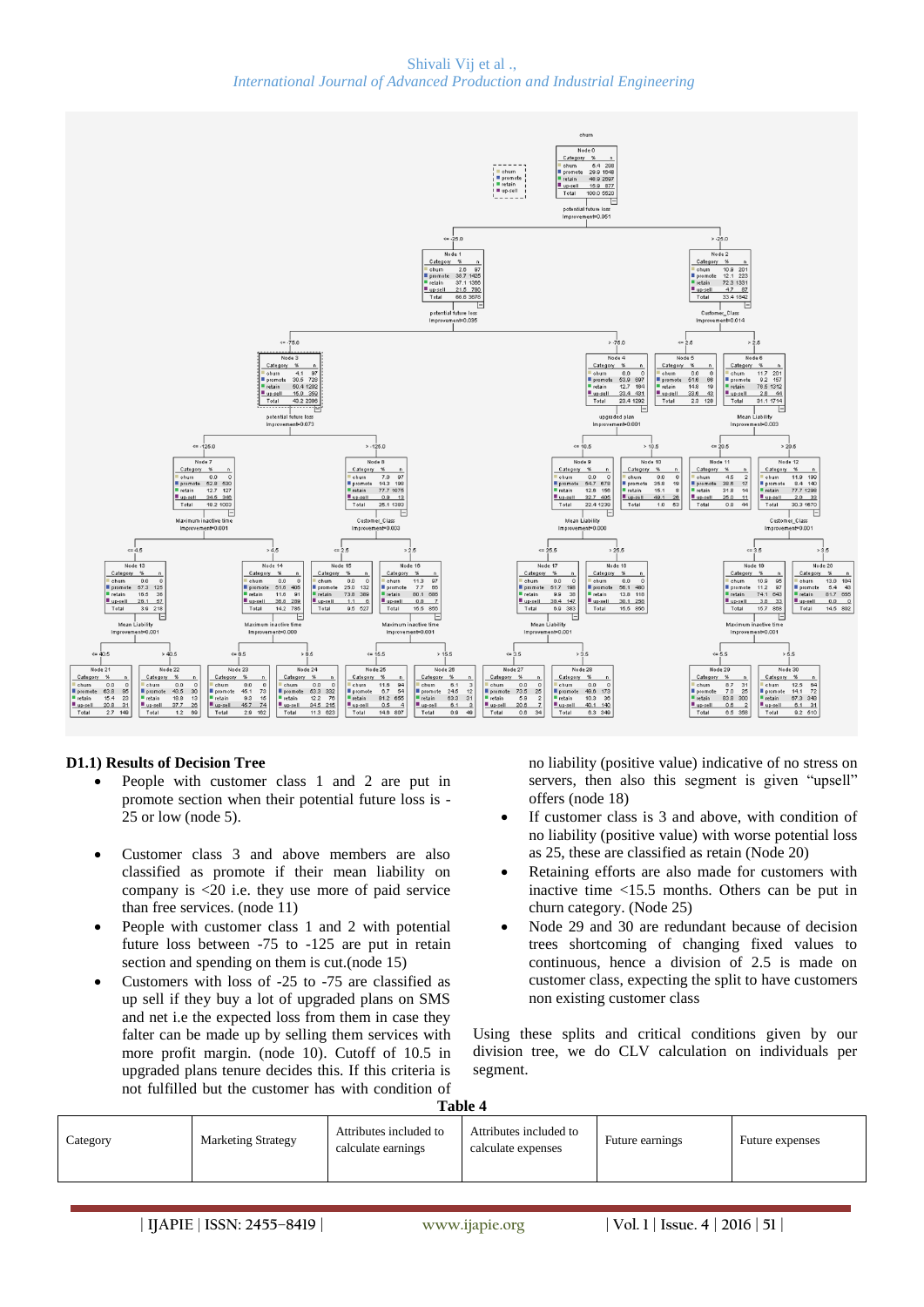### D1.1) Results of Decision Tree

- People with customer class 1 and 2 are put in promote section when their potential future loss is -25 or low (node 5).
- Customer class 3 and above members are also classified as promote if their mean liability on company is <20 i.e. they use more of paid service than free services. (node 11)
- People with customer class 1 and 2 with potential future loss between -75 to -125 are put in retain section and spending on them is cut.(node 15)
- Customers with loss of -25 to -75 are classified as up sell if they buy a lot of upgraded plans on SMS and net i.e the expected loss from them in case they falter can be made up by selling them services with more profit margin. (node 10). Cutoff of 10.5 in upgraded plans tenure decides this. If this criteria is not fulfilled but the customer has with condition of no liability (positive value) indicative of no stress on servers, then also this segment is given "upsell" offers (node 18)
- If customer class is 3 and above, with condition of no liability (positive value) with worse potential loss as 25, these are classified as retain (Node 20)
- Retaining efforts are also made for customers with inactive time <15.5 months. Others can be put in churn category. (Node 25)
- Node 29 and 30 are redundant because of decision trees shortcoming of changing fixed values to continuous, hence a division of 2.5 is made on customer class, expecting the split to have customers non existing customer class

Using these splits and critical conditions given by our division tree, we do CLV calculation on individuals per segment.

**Table 4**

| Category | Marketing Strategy | Attributes included to calculate earnings | Attributes included to calculate expenses | Future earnings | Future expenses |
|---|---|---|---|---|---|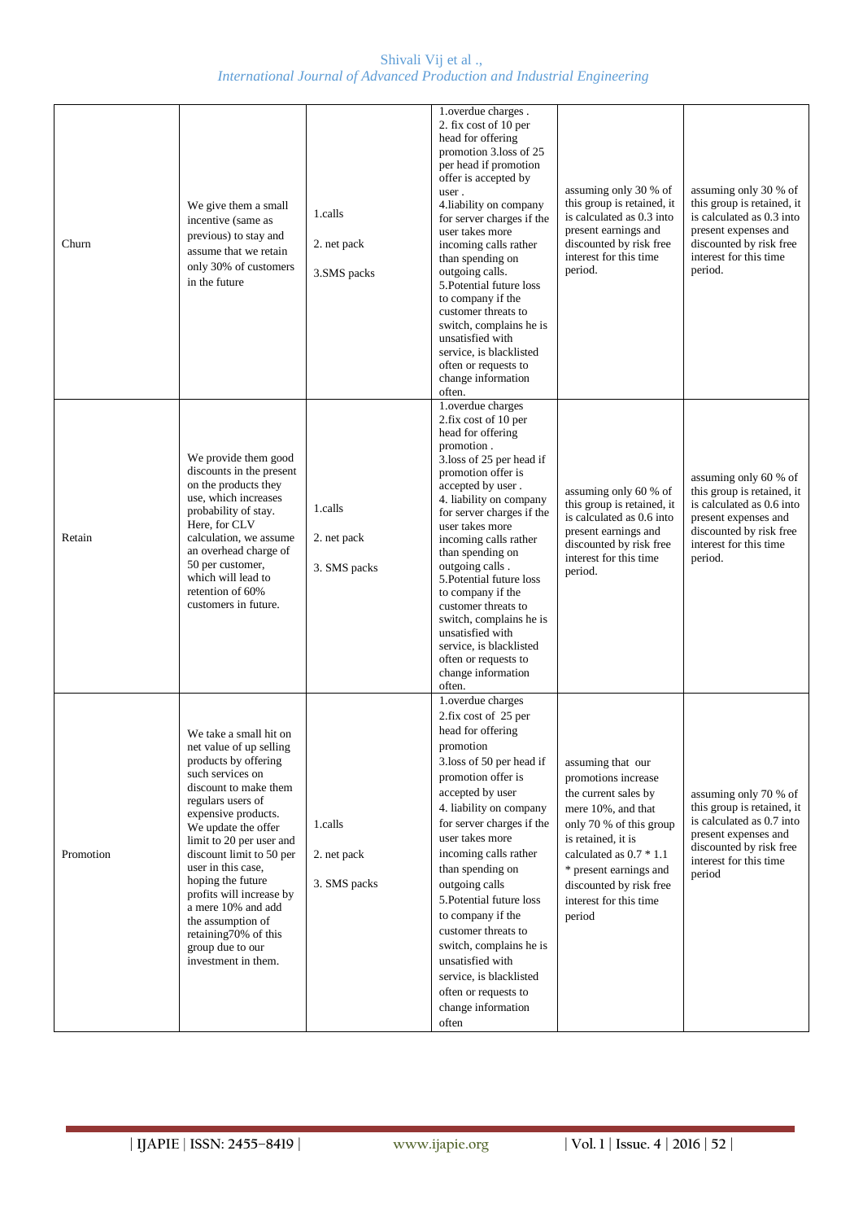| Churn | We give them a small incentive (same as previous) to stay and assume that we retain only 30% of customers in the future | 1.calls<br>2. net pack<br>3.SMS packs | 1.overdue charges .<br>2. fix cost of 10 per head for offering promotion 3.loss of 25 per head if promotion offer is accepted by user .<br>4.liability on company for server charges if the user takes more incoming calls rather than spending on outgoing calls.<br>5.Potential future loss to company if the customer threats to switch, complains he is unsatisfied with service, is blacklisted often or requests to change information often. | assuming only 30 % of this group is retained, it is calculated as 0.3 into present earnings and discounted by risk free interest for this time period. | assuming only 30 % of this group is retained, it is calculated as 0.3 into present expenses and discounted by risk free interest for this time period. |
|---|---|---|---|---|---|
| Retain | We provide them good discounts in the present on the products they use, which increases probability of stay. Here, for CLV calculation, we assume an overhead charge of 50 per customer, which will lead to retention of 60% customers in future. | 1.calls<br>2. net pack<br>3. SMS packs | 1.overdue charges<br>2.fix cost of 10 per head for offering promotion .<br>3.loss of 25 per head if promotion offer is accepted by user .<br>4. liability on company for server charges if the user takes more incoming calls rather than spending on outgoing calls .<br>5.Potential future loss to company if the customer threats to switch, complains he is unsatisfied with service, is blacklisted often or requests to change information often. | assuming only 60 % of this group is retained, it is calculated as 0.6 into present earnings and discounted by risk free interest for this time period. | assuming only 60 % of this group is retained, it is calculated as 0.6 into present expenses and discounted by risk free interest for this time period. |
| Promotion | We take a small hit on net value of up selling products by offering such services on discount to make them regulars users of expensive products. We update the offer limit to 20 per user and discount limit to 50 per user in this case, hoping the future profits will increase by a mere 10% and add the assumption of retaining70% of this group due to our investment in them. | 1.calls<br>2. net pack<br>3. SMS packs | 1.overdue charges<br>2.fix cost of 25 per head for offering promotion<br>3.loss of 50 per head if promotion offer is accepted by user<br>4. liability on company for server charges if the user takes more incoming calls rather than spending on outgoing calls<br>5.Potential future loss to company if the customer threats to switch, complains he is unsatisfied with service, is blacklisted often or requests to change information often | assuming that our promotions increase the current sales by mere 10%, and that only 70 % of this group is retained, it is calculated as 0.7 * 1.1 * present earnings and discounted by risk free interest for this time period | assuming only 70 % of this group is retained, it is calculated as 0.7 into present expenses and discounted by risk free interest for this time period |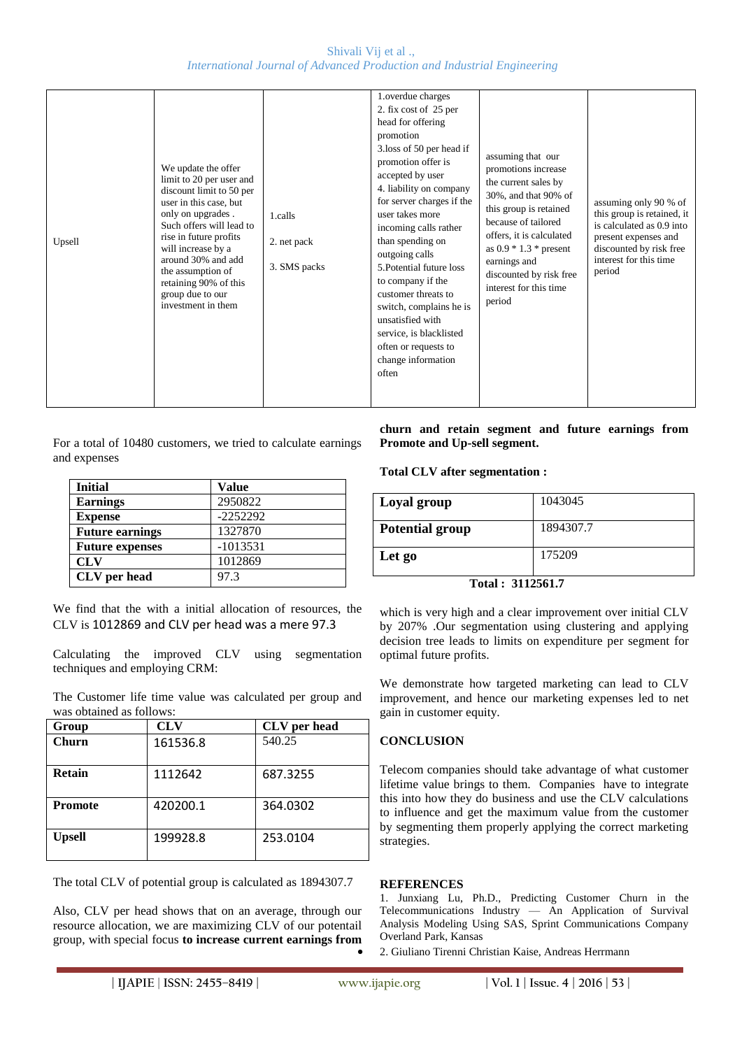| Upsell | We update the offer limit to 20 per user and discount limit to 50 per user in this case, but only on upgrades . Such offers will lead to rise in future profits will increase by a around 30% and add the assumption of retaining 90% of this group due to our investment in them | 1.calls<br><br>2. net pack<br><br>3. SMS packs | 1.overdue charges<br>2. fix cost of 25 per head for offering promotion<br>3.loss of 50 per head if promotion offer is accepted by user<br>4. liability on company for server charges if the user takes more incoming calls rather than spending on outgoing calls<br>5.Potential future loss to company if the customer threats to switch, complains he is unsatisfied with service, is blacklisted often or requests to change information often | assuming that our promotions increase the current sales by 30%, and that 90% of this group is retained because of tailored offers, it is calculated as 0.9 * 1.3 * present earnings and discounted by risk free interest for this time period | assuming only 90 % of this group is retained, it is calculated as 0.9 into present expenses and discounted by risk free interest for this time period |
|---|---|---|---|---|---|

For a total of 10480 customers, we tried to calculate earnings and expenses

| Initial | Value |
|---|---|
| **Earnings** | 2950822 |
| **Expense** | -2252292 |
| **Future earnings** | 1327870 |
| **Future expenses** | -1013531 |
| **CLV** | 1012869 |
| **CLV per head** | 97.3 |

We find that the with a initial allocation of resources, the CLV is 1012869 and CLV per head was a mere 97.3

Calculating the improved CLV using segmentation techniques and employing CRM:

The Customer life time value was calculated per group and was obtained as follows:

| Group | CLV | CLV per head |
|---|---|---|
| **Churn** | 161536.8 | 540.25 |
| **Retain** | 1112642 | 687.3255 |
| **Promote** | 420200.1 | 364.0302 |
| **Upsell** | 199928.8 | 253.0104 |

The total CLV of potential group is calculated as 1894307.7

Also, CLV per head shows that on an average, through our resource allocation, we are maximizing CLV of our potential group, with special focus **to increase current earnings from churn and retain segment and future earnings from Promote and Up-sell segment.**

**Total CLV after segmentation :**

| | |
|---|---|
| **Loyal group** | 1043045 |
| **Potential group** | 1894307.7 |
| **Let go** | 175209 |

**Total : 3112561.7**

which is very high and a clear improvement over initial CLV by 207% .Our segmentation using clustering and applying decision tree leads to limits on expenditure per segment for optimal future profits.

We demonstrate how targeted marketing can lead to CLV improvement, and hence our marketing expenses led to net gain in customer equity.

## CONCLUSION

Telecom companies should take advantage of what customer lifetime value brings to them. Companies have to integrate this into how they do business and use the CLV calculations to influence and get the maximum value from the customer by segmenting them properly applying the correct marketing strategies.

## REFERENCES

1. Junxiang Lu, Ph.D., Predicting Customer Churn in the Telecommunications Industry — An Application of Survival Analysis Modeling Using SAS, Sprint Communications Company Overland Park, Kansas
2. Giuliano Tirenni Christian Kaise, Andreas Herrmann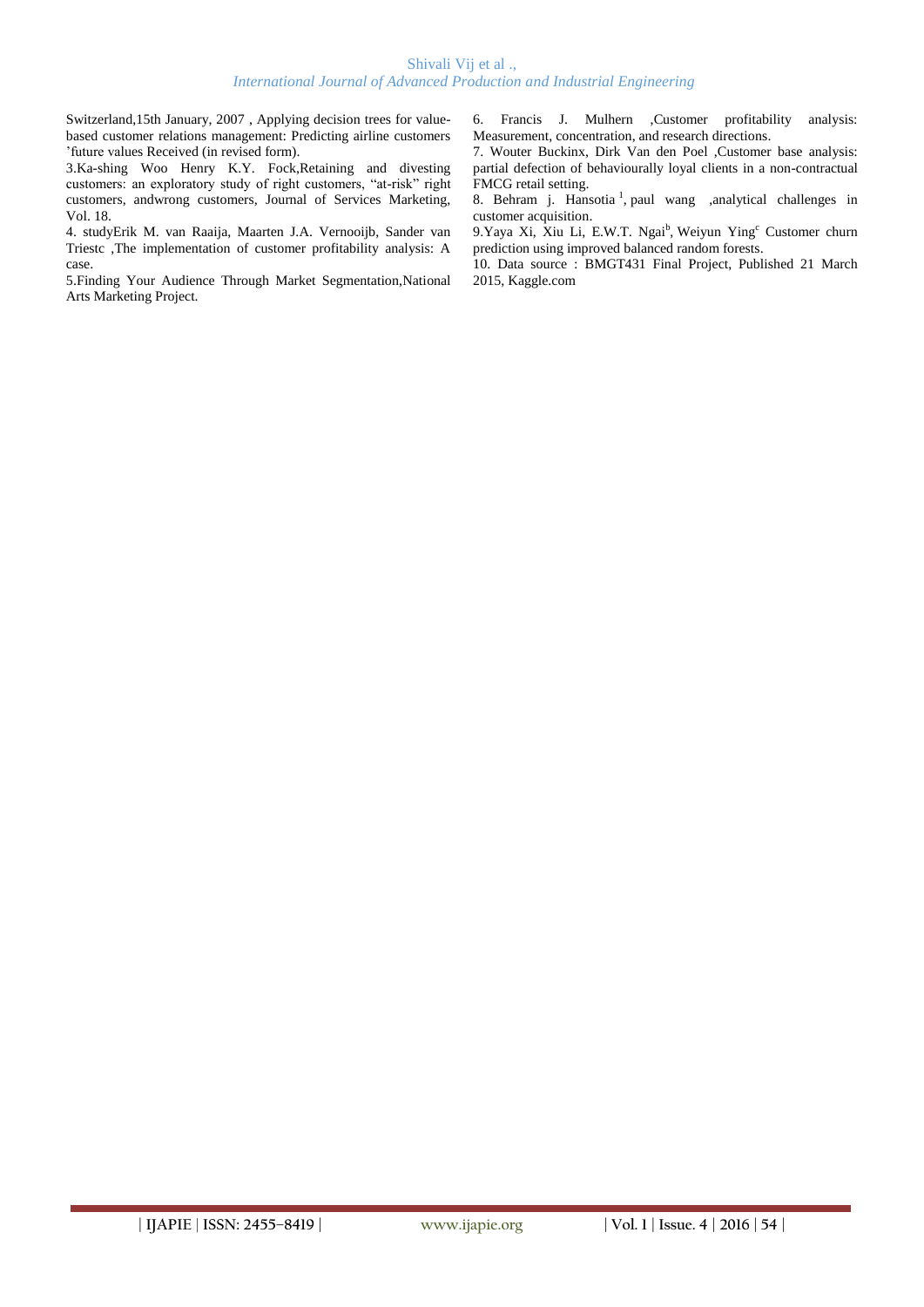Switzerland,15th January, 2007 , Applying decision trees for value-based customer relations management: Predicting airline customers 'future values Received (in revised form).

3.Ka-shing Woo Henry K.Y. Fock,Retaining and divesting customers: an exploratory study of right customers, "at-risk" right customers, andwrong customers, Journal of Services Marketing, Vol. 18.

4. studyErik M. van Raaija, Maarten J.A. Vernooijb, Sander van Triestc ,The implementation of customer profitability analysis: A case.

5.Finding Your Audience Through Market Segmentation,National Arts Marketing Project.

6. Francis J. Mulhern ,Customer profitability analysis: Measurement, concentration, and research directions.

7. Wouter Buckinx, Dirk Van den Poel ,Customer base analysis: partial defection of behaviourally loyal clients in a non-contractual FMCG retail setting.

8. Behram j. Hansotia [1], paul wang ,analytical challenges in customer acquisition.

9.Yaya Xi, Xiu Li, E.W.T. Ngai[b], Weiyun Ying[c] Customer churn prediction using improved balanced random forests.

10. Data source : BMGT431 Final Project, Published 21 March 2015, Kaggle.com